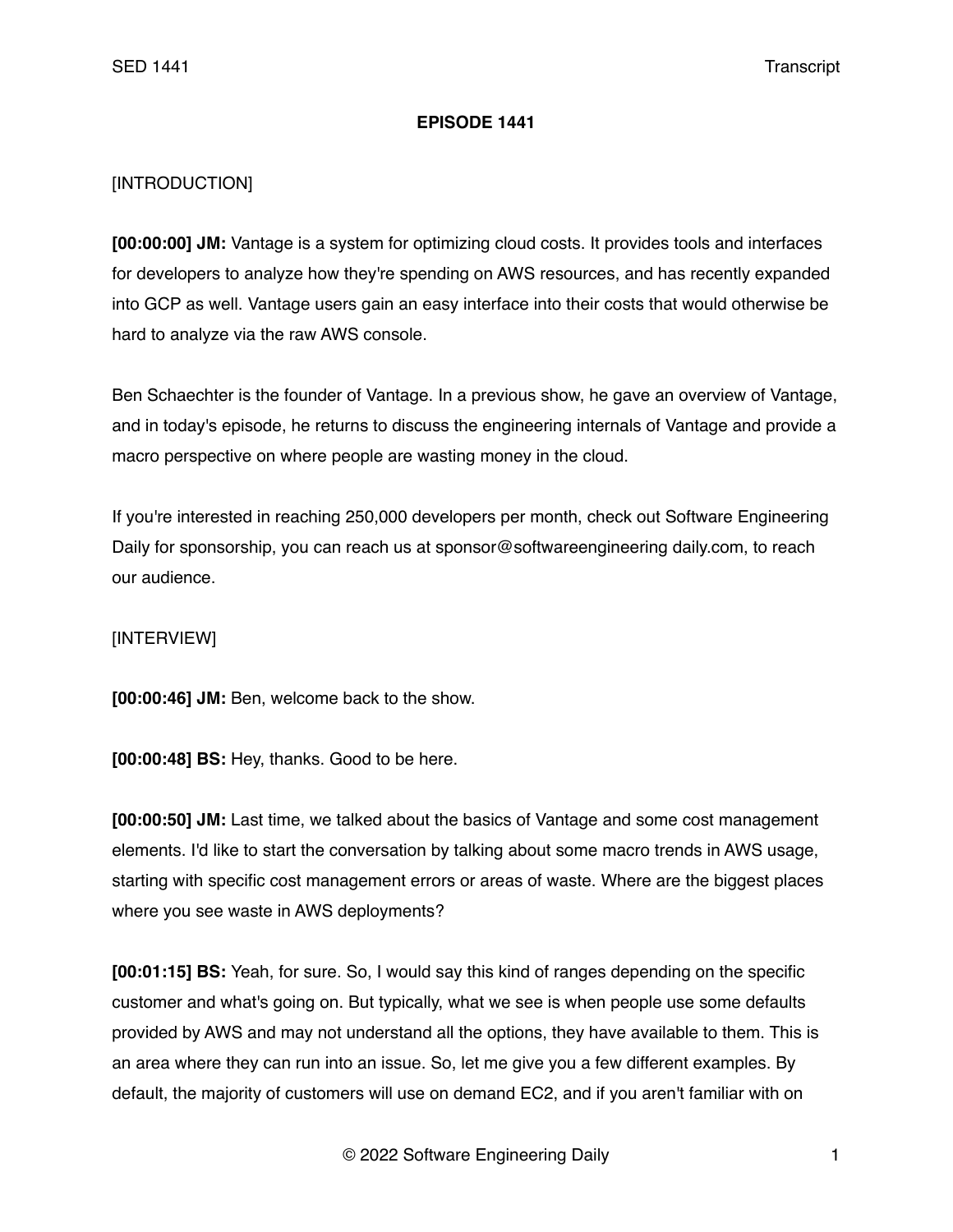**EPISODE 1441**

[INTRODUCTION]

**[00:00:00] JM:** Vantage is a system for optimizing cloud costs. It provides tools and interfaces for developers to analyze how they're spending on AWS resources, and has recently expanded into GCP as well. Vantage users gain an easy interface into their costs that would otherwise be hard to analyze via the raw AWS console.

Ben Schaechter is the founder of Vantage. In a previous show, he gave an overview of Vantage, and in today's episode, he returns to discuss the engineering internals of Vantage and provide a macro perspective on where people are wasting money in the cloud.

If you're interested in reaching 250,000 developers per month, check out Software Engineering Daily for sponsorship, you can reach us at sponsor@softwareengineering daily.com, to reach our audience.

[INTERVIEW]

**[00:00:46] JM:** Ben, welcome back to the show.

**[00:00:48] BS:** Hey, thanks. Good to be here.

**[00:00:50] JM:** Last time, we talked about the basics of Vantage and some cost management elements. I'd like to start the conversation by talking about some macro trends in AWS usage, starting with specific cost management errors or areas of waste. Where are the biggest places where you see waste in AWS deployments?

**[00:01:15] BS:** Yeah, for sure. So, I would say this kind of ranges depending on the specific customer and what's going on. But typically, what we see is when people use some defaults provided by AWS and may not understand all the options, they have available to them. This is an area where they can run into an issue. So, let me give you a few different examples. By default, the majority of customers will use on demand EC2, and if you aren't familiar with on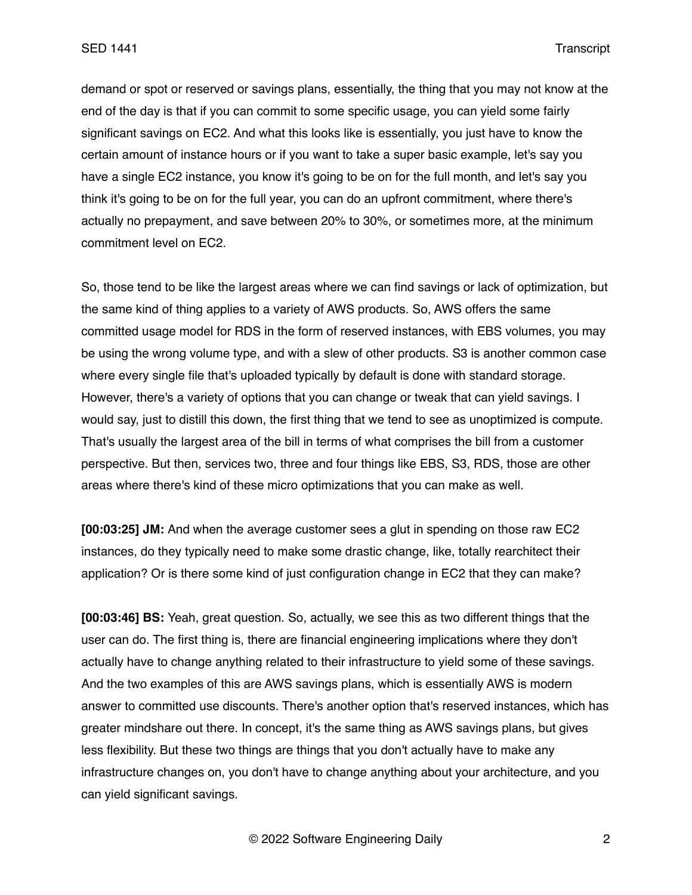demand or spot or reserved or savings plans, essentially, the thing that you may not know at the end of the day is that if you can commit to some specific usage, you can yield some fairly significant savings on EC2. And what this looks like is essentially, you just have to know the certain amount of instance hours or if you want to take a super basic example, let's say you have a single EC2 instance, you know it's going to be on for the full month, and let's say you think it's going to be on for the full year, you can do an upfront commitment, where there's actually no prepayment, and save between 20% to 30%, or sometimes more, at the minimum commitment level on EC2.

So, those tend to be like the largest areas where we can find savings or lack of optimization, but the same kind of thing applies to a variety of AWS products. So, AWS offers the same committed usage model for RDS in the form of reserved instances, with EBS volumes, you may be using the wrong volume type, and with a slew of other products. S3 is another common case where every single file that's uploaded typically by default is done with standard storage. However, there's a variety of options that you can change or tweak that can yield savings. I would say, just to distill this down, the first thing that we tend to see as unoptimized is compute. That's usually the largest area of the bill in terms of what comprises the bill from a customer perspective. But then, services two, three and four things like EBS, S3, RDS, those are other areas where there's kind of these micro optimizations that you can make as well.

**[00:03:25] JM:** And when the average customer sees a glut in spending on those raw EC2 instances, do they typically need to make some drastic change, like, totally rearchitect their application? Or is there some kind of just configuration change in EC2 that they can make?

**[00:03:46] BS:** Yeah, great question. So, actually, we see this as two different things that the user can do. The first thing is, there are financial engineering implications where they don't actually have to change anything related to their infrastructure to yield some of these savings. And the two examples of this are AWS savings plans, which is essentially AWS is modern answer to committed use discounts. There's another option that's reserved instances, which has greater mindshare out there. In concept, it's the same thing as AWS savings plans, but gives less flexibility. But these two things are things that you don't actually have to make any infrastructure changes on, you don't have to change anything about your architecture, and you can yield significant savings.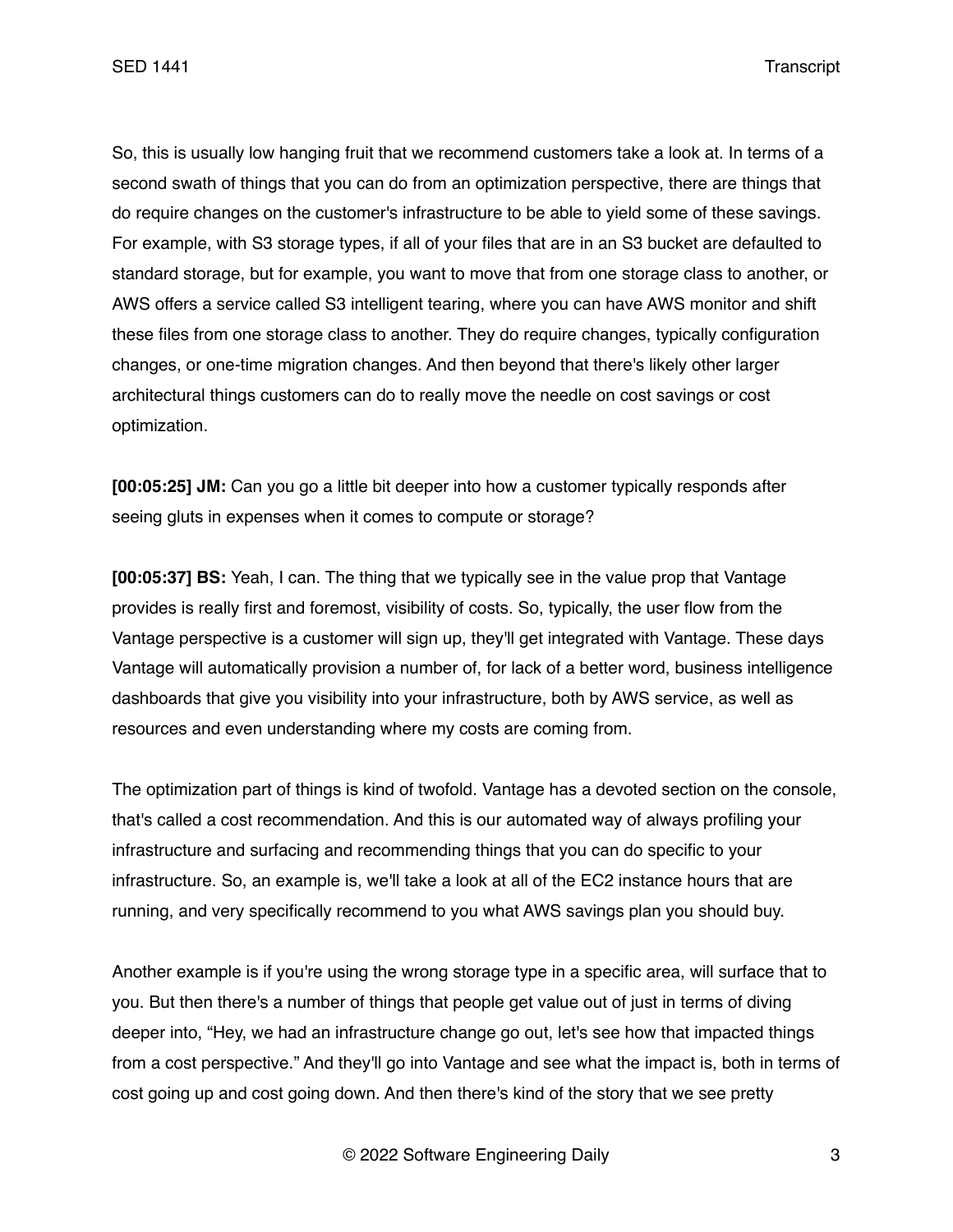So, this is usually low hanging fruit that we recommend customers take a look at. In terms of a second swath of things that you can do from an optimization perspective, there are things that do require changes on the customer's infrastructure to be able to yield some of these savings. For example, with S3 storage types, if all of your files that are in an S3 bucket are defaulted to standard storage, but for example, you want to move that from one storage class to another, or AWS offers a service called S3 intelligent tearing, where you can have AWS monitor and shift these files from one storage class to another. They do require changes, typically configuration changes, or one-time migration changes. And then beyond that there's likely other larger architectural things customers can do to really move the needle on cost savings or cost optimization.

**[00:05:25] JM:** Can you go a little bit deeper into how a customer typically responds after seeing gluts in expenses when it comes to compute or storage?

**[00:05:37] BS:** Yeah, I can. The thing that we typically see in the value prop that Vantage provides is really first and foremost, visibility of costs. So, typically, the user flow from the Vantage perspective is a customer will sign up, they'll get integrated with Vantage. These days Vantage will automatically provision a number of, for lack of a better word, business intelligence dashboards that give you visibility into your infrastructure, both by AWS service, as well as resources and even understanding where my costs are coming from.

The optimization part of things is kind of twofold. Vantage has a devoted section on the console, that's called a cost recommendation. And this is our automated way of always profiling your infrastructure and surfacing and recommending things that you can do specific to your infrastructure. So, an example is, we'll take a look at all of the EC2 instance hours that are running, and very specifically recommend to you what AWS savings plan you should buy.

Another example is if you're using the wrong storage type in a specific area, will surface that to you. But then there's a number of things that people get value out of just in terms of diving deeper into, “Hey, we had an infrastructure change go out, let's see how that impacted things from a cost perspective.” And they'll go into Vantage and see what the impact is, both in terms of cost going up and cost going down. And then there's kind of the story that we see pretty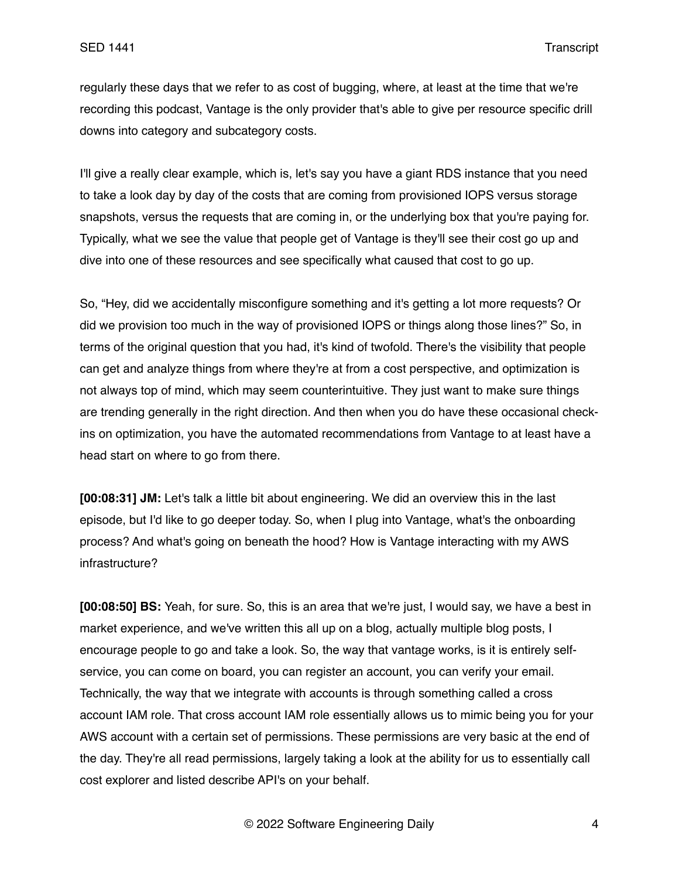regularly these days that we refer to as cost of bugging, where, at least at the time that we're recording this podcast, Vantage is the only provider that's able to give per resource specific drill downs into category and subcategory costs.

I'll give a really clear example, which is, let's say you have a giant RDS instance that you need to take a look day by day of the costs that are coming from provisioned IOPS versus storage snapshots, versus the requests that are coming in, or the underlying box that you're paying for. Typically, what we see the value that people get of Vantage is they'll see their cost go up and dive into one of these resources and see specifically what caused that cost to go up.

So, "Hey, did we accidentally misconfigure something and it's getting a lot more requests? Or did we provision too much in the way of provisioned IOPS or things along those lines?" So, in terms of the original question that you had, it's kind of twofold. There's the visibility that people can get and analyze things from where they're at from a cost perspective, and optimization is not always top of mind, which may seem counterintuitive. They just want to make sure things are trending generally in the right direction. And then when you do have these occasional check-ins on optimization, you have the automated recommendations from Vantage to at least have a head start on where to go from there.

**[00:08:31] JM:** Let's talk a little bit about engineering. We did an overview this in the last episode, but I'd like to go deeper today. So, when I plug into Vantage, what's the onboarding process? And what's going on beneath the hood? How is Vantage interacting with my AWS infrastructure?

**[00:08:50] BS:** Yeah, for sure. So, this is an area that we're just, I would say, we have a best in market experience, and we've written this all up on a blog, actually multiple blog posts, I encourage people to go and take a look. So, the way that vantage works, is it is entirely self-service, you can come on board, you can register an account, you can verify your email. Technically, the way that we integrate with accounts is through something called a cross account IAM role. That cross account IAM role essentially allows us to mimic being you for your AWS account with a certain set of permissions. These permissions are very basic at the end of the day. They're all read permissions, largely taking a look at the ability for us to essentially call cost explorer and listed describe API's on your behalf.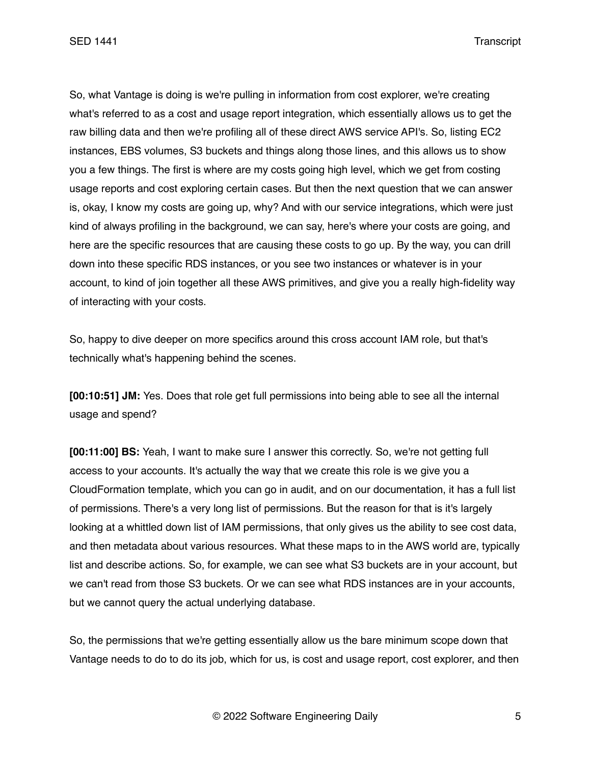So, what Vantage is doing is we're pulling in information from cost explorer, we're creating what's referred to as a cost and usage report integration, which essentially allows us to get the raw billing data and then we're profiling all of these direct AWS service API's. So, listing EC2 instances, EBS volumes, S3 buckets and things along those lines, and this allows us to show you a few things. The first is where are my costs going high level, which we get from costing usage reports and cost exploring certain cases. But then the next question that we can answer is, okay, I know my costs are going up, why? And with our service integrations, which were just kind of always profiling in the background, we can say, here's where your costs are going, and here are the specific resources that are causing these costs to go up. By the way, you can drill down into these specific RDS instances, or you see two instances or whatever is in your account, to kind of join together all these AWS primitives, and give you a really high-fidelity way of interacting with your costs.

So, happy to dive deeper on more specifics around this cross account IAM role, but that's technically what's happening behind the scenes.

**[00:10:51] JM:** Yes. Does that role get full permissions into being able to see all the internal usage and spend?

**[00:11:00] BS:** Yeah, I want to make sure I answer this correctly. So, we're not getting full access to your accounts. It's actually the way that we create this role is we give you a CloudFormation template, which you can go in audit, and on our documentation, it has a full list of permissions. There's a very long list of permissions. But the reason for that is it's largely looking at a whittled down list of IAM permissions, that only gives us the ability to see cost data, and then metadata about various resources. What these maps to in the AWS world are, typically list and describe actions. So, for example, we can see what S3 buckets are in your account, but we can't read from those S3 buckets. Or we can see what RDS instances are in your accounts, but we cannot query the actual underlying database.

So, the permissions that we're getting essentially allow us the bare minimum scope down that Vantage needs to do to do its job, which for us, is cost and usage report, cost explorer, and then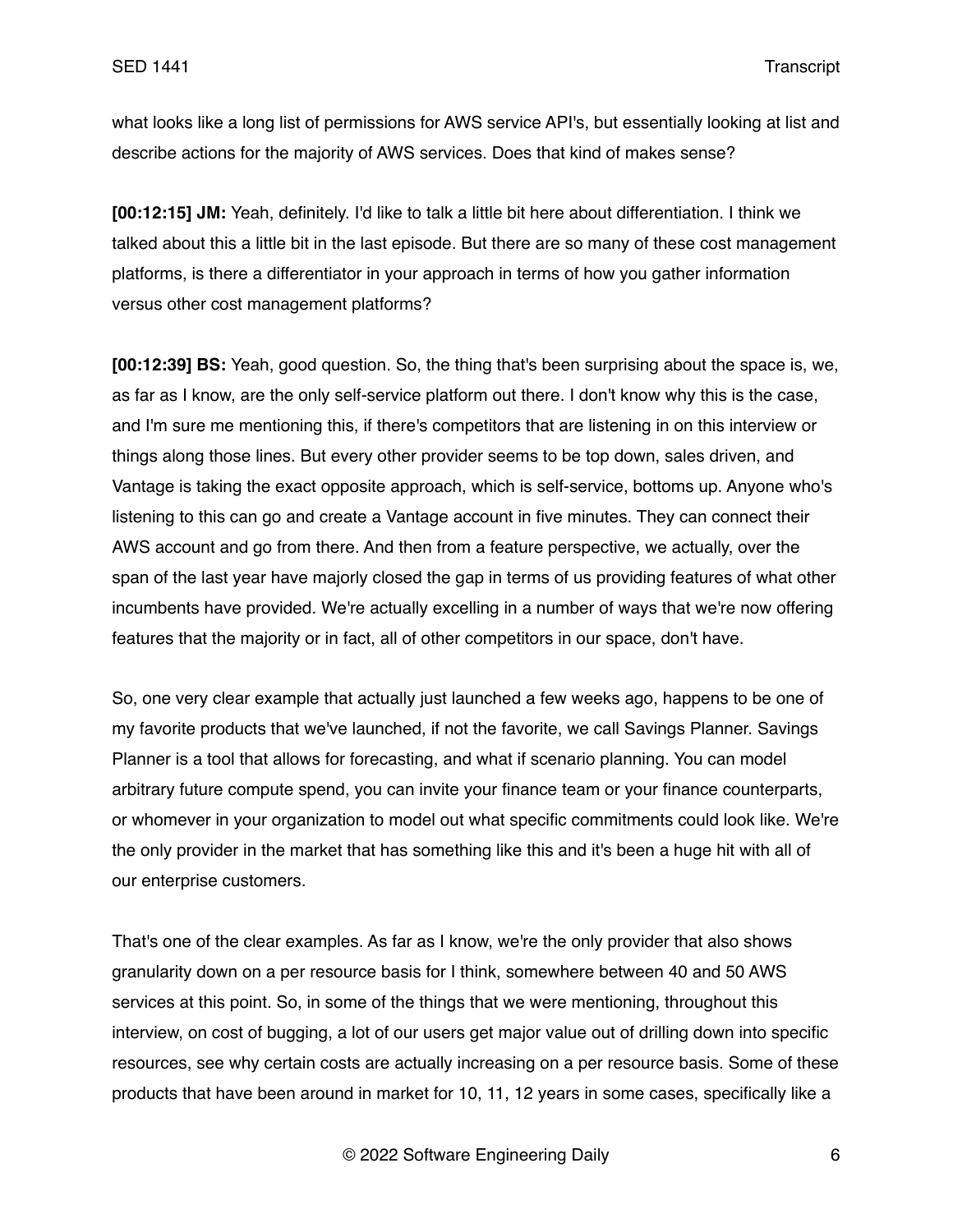what looks like a long list of permissions for AWS service API's, but essentially looking at list and describe actions for the majority of AWS services. Does that kind of makes sense?

**[00:12:15] JM:** Yeah, definitely. I'd like to talk a little bit here about differentiation. I think we talked about this a little bit in the last episode. But there are so many of these cost management platforms, is there a differentiator in your approach in terms of how you gather information versus other cost management platforms?

**[00:12:39] BS:** Yeah, good question. So, the thing that's been surprising about the space is, we, as far as I know, are the only self-service platform out there. I don't know why this is the case, and I'm sure me mentioning this, if there's competitors that are listening in on this interview or things along those lines. But every other provider seems to be top down, sales driven, and Vantage is taking the exact opposite approach, which is self-service, bottoms up. Anyone who's listening to this can go and create a Vantage account in five minutes. They can connect their AWS account and go from there. And then from a feature perspective, we actually, over the span of the last year have majorly closed the gap in terms of us providing features of what other incumbents have provided. We're actually excelling in a number of ways that we're now offering features that the majority or in fact, all of other competitors in our space, don't have.

So, one very clear example that actually just launched a few weeks ago, happens to be one of my favorite products that we've launched, if not the favorite, we call Savings Planner. Savings Planner is a tool that allows for forecasting, and what if scenario planning. You can model arbitrary future compute spend, you can invite your finance team or your finance counterparts, or whomever in your organization to model out what specific commitments could look like. We're the only provider in the market that has something like this and it's been a huge hit with all of our enterprise customers.

That's one of the clear examples. As far as I know, we're the only provider that also shows granularity down on a per resource basis for I think, somewhere between 40 and 50 AWS services at this point. So, in some of the things that we were mentioning, throughout this interview, on cost of bugging, a lot of our users get major value out of drilling down into specific resources, see why certain costs are actually increasing on a per resource basis. Some of these products that have been around in market for 10, 11, 12 years in some cases, specifically like a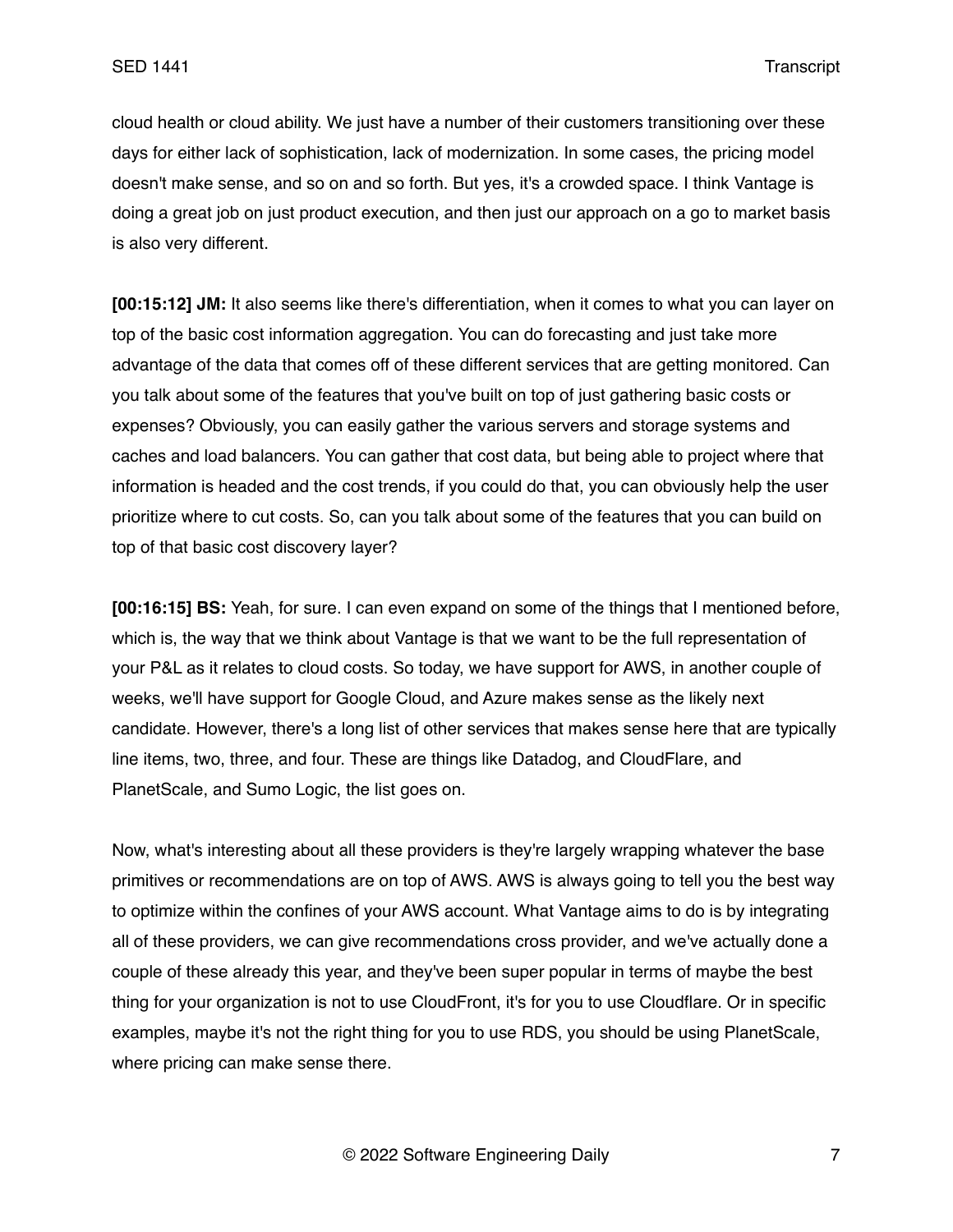cloud health or cloud ability. We just have a number of their customers transitioning over these days for either lack of sophistication, lack of modernization. In some cases, the pricing model doesn't make sense, and so on and so forth. But yes, it's a crowded space. I think Vantage is doing a great job on just product execution, and then just our approach on a go to market basis is also very different.

**[00:15:12] JM:** It also seems like there's differentiation, when it comes to what you can layer on top of the basic cost information aggregation. You can do forecasting and just take more advantage of the data that comes off of these different services that are getting monitored. Can you talk about some of the features that you've built on top of just gathering basic costs or expenses? Obviously, you can easily gather the various servers and storage systems and caches and load balancers. You can gather that cost data, but being able to project where that information is headed and the cost trends, if you could do that, you can obviously help the user prioritize where to cut costs. So, can you talk about some of the features that you can build on top of that basic cost discovery layer?

**[00:16:15] BS:** Yeah, for sure. I can even expand on some of the things that I mentioned before, which is, the way that we think about Vantage is that we want to be the full representation of your P&L as it relates to cloud costs. So today, we have support for AWS, in another couple of weeks, we'll have support for Google Cloud, and Azure makes sense as the likely next candidate. However, there's a long list of other services that makes sense here that are typically line items, two, three, and four. These are things like Datadog, and CloudFlare, and PlanetScale, and Sumo Logic, the list goes on.

Now, what's interesting about all these providers is they're largely wrapping whatever the base primitives or recommendations are on top of AWS. AWS is always going to tell you the best way to optimize within the confines of your AWS account. What Vantage aims to do is by integrating all of these providers, we can give recommendations cross provider, and we've actually done a couple of these already this year, and they've been super popular in terms of maybe the best thing for your organization is not to use CloudFront, it's for you to use Cloudflare. Or in specific examples, maybe it's not the right thing for you to use RDS, you should be using PlanetScale, where pricing can make sense there.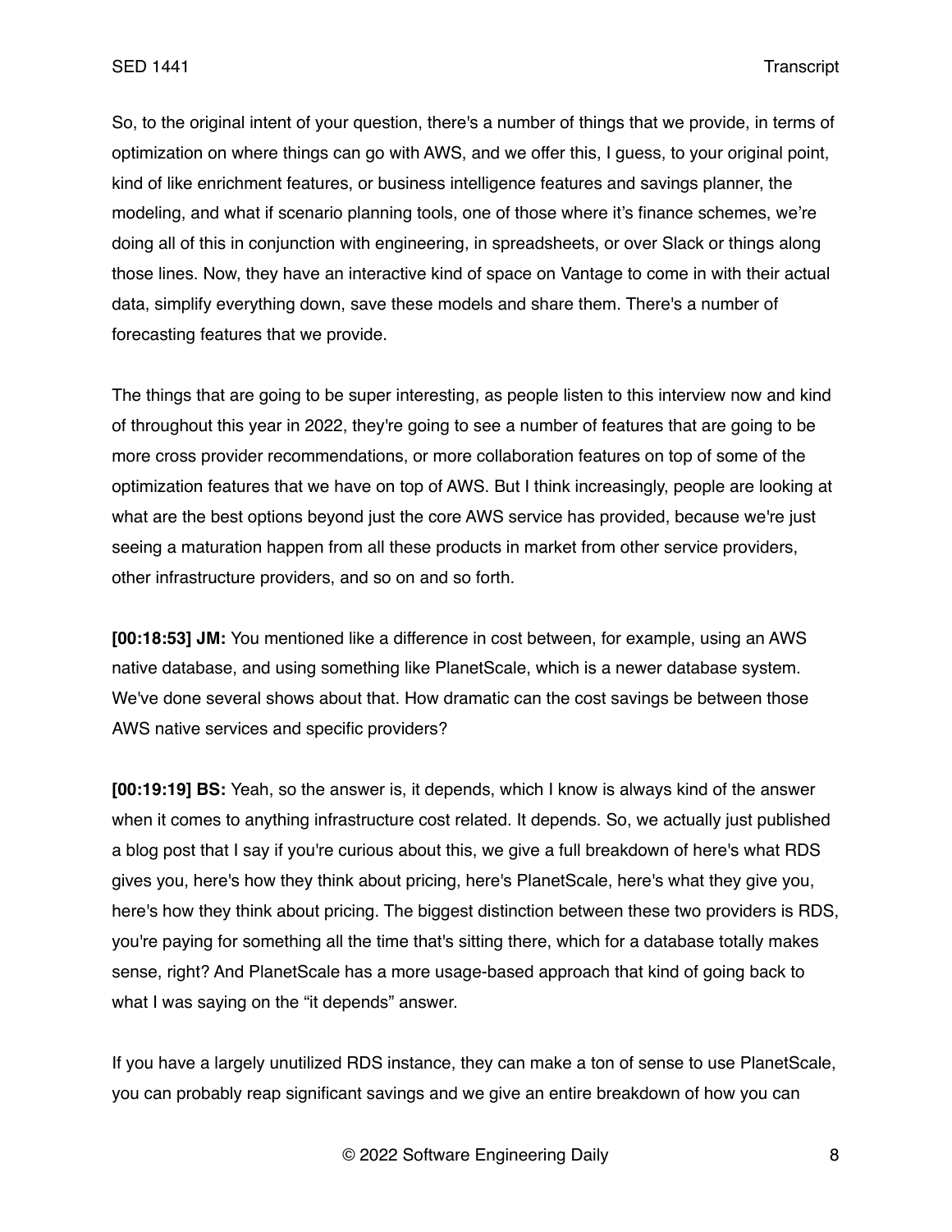So, to the original intent of your question, there's a number of things that we provide, in terms of optimization on where things can go with AWS, and we offer this, I guess, to your original point, kind of like enrichment features, or business intelligence features and savings planner, the modeling, and what if scenario planning tools, one of those where it's finance schemes, we're doing all of this in conjunction with engineering, in spreadsheets, or over Slack or things along those lines. Now, they have an interactive kind of space on Vantage to come in with their actual data, simplify everything down, save these models and share them. There's a number of forecasting features that we provide.

The things that are going to be super interesting, as people listen to this interview now and kind of throughout this year in 2022, they're going to see a number of features that are going to be more cross provider recommendations, or more collaboration features on top of some of the optimization features that we have on top of AWS. But I think increasingly, people are looking at what are the best options beyond just the core AWS service has provided, because we're just seeing a maturation happen from all these products in market from other service providers, other infrastructure providers, and so on and so forth.

**[00:18:53] JM:** You mentioned like a difference in cost between, for example, using an AWS native database, and using something like PlanetScale, which is a newer database system. We've done several shows about that. How dramatic can the cost savings be between those AWS native services and specific providers?

**[00:19:19] BS:** Yeah, so the answer is, it depends, which I know is always kind of the answer when it comes to anything infrastructure cost related. It depends. So, we actually just published a blog post that I say if you're curious about this, we give a full breakdown of here's what RDS gives you, here's how they think about pricing, here's PlanetScale, here's what they give you, here's how they think about pricing. The biggest distinction between these two providers is RDS, you're paying for something all the time that's sitting there, which for a database totally makes sense, right? And PlanetScale has a more usage-based approach that kind of going back to what I was saying on the "it depends" answer.

If you have a largely unutilized RDS instance, they can make a ton of sense to use PlanetScale, you can probably reap significant savings and we give an entire breakdown of how you can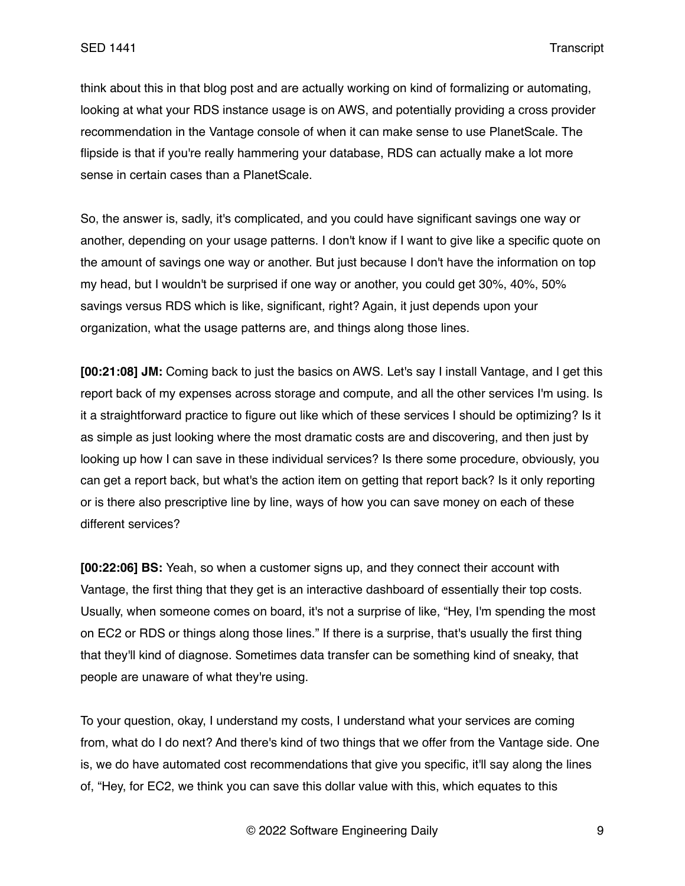think about this in that blog post and are actually working on kind of formalizing or automating, looking at what your RDS instance usage is on AWS, and potentially providing a cross provider recommendation in the Vantage console of when it can make sense to use PlanetScale. The flipside is that if you're really hammering your database, RDS can actually make a lot more sense in certain cases than a PlanetScale.

So, the answer is, sadly, it's complicated, and you could have significant savings one way or another, depending on your usage patterns. I don't know if I want to give like a specific quote on the amount of savings one way or another. But just because I don't have the information on top my head, but I wouldn't be surprised if one way or another, you could get 30%, 40%, 50% savings versus RDS which is like, significant, right? Again, it just depends upon your organization, what the usage patterns are, and things along those lines.

**[00:21:08] JM:** Coming back to just the basics on AWS. Let's say I install Vantage, and I get this report back of my expenses across storage and compute, and all the other services I'm using. Is it a straightforward practice to figure out like which of these services I should be optimizing? Is it as simple as just looking where the most dramatic costs are and discovering, and then just by looking up how I can save in these individual services? Is there some procedure, obviously, you can get a report back, but what's the action item on getting that report back? Is it only reporting or is there also prescriptive line by line, ways of how you can save money on each of these different services?

**[00:22:06] BS:** Yeah, so when a customer signs up, and they connect their account with Vantage, the first thing that they get is an interactive dashboard of essentially their top costs. Usually, when someone comes on board, it's not a surprise of like, "Hey, I'm spending the most on EC2 or RDS or things along those lines." If there is a surprise, that's usually the first thing that they'll kind of diagnose. Sometimes data transfer can be something kind of sneaky, that people are unaware of what they're using.

To your question, okay, I understand my costs, I understand what your services are coming from, what do I do next? And there's kind of two things that we offer from the Vantage side. One is, we do have automated cost recommendations that give you specific, it'll say along the lines of, "Hey, for EC2, we think you can save this dollar value with this, which equates to this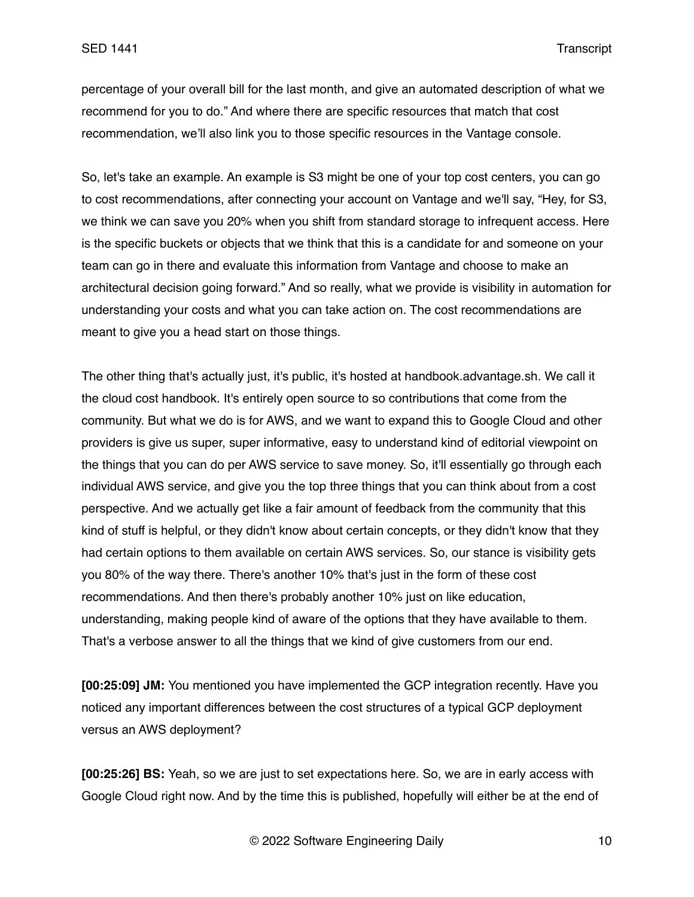percentage of your overall bill for the last month, and give an automated description of what we recommend for you to do." And where there are specific resources that match that cost recommendation, we'll also link you to those specific resources in the Vantage console.

So, let's take an example. An example is S3 might be one of your top cost centers, you can go to cost recommendations, after connecting your account on Vantage and we'll say, "Hey, for S3, we think we can save you 20% when you shift from standard storage to infrequent access. Here is the specific buckets or objects that we think that this is a candidate for and someone on your team can go in there and evaluate this information from Vantage and choose to make an architectural decision going forward." And so really, what we provide is visibility in automation for understanding your costs and what you can take action on. The cost recommendations are meant to give you a head start on those things.

The other thing that's actually just, it's public, it's hosted at handbook.advantage.sh. We call it the cloud cost handbook. It's entirely open source to so contributions that come from the community. But what we do is for AWS, and we want to expand this to Google Cloud and other providers is give us super, super informative, easy to understand kind of editorial viewpoint on the things that you can do per AWS service to save money. So, it'll essentially go through each individual AWS service, and give you the top three things that you can think about from a cost perspective. And we actually get like a fair amount of feedback from the community that this kind of stuff is helpful, or they didn't know about certain concepts, or they didn't know that they had certain options to them available on certain AWS services. So, our stance is visibility gets you 80% of the way there. There's another 10% that's just in the form of these cost recommendations. And then there's probably another 10% just on like education, understanding, making people kind of aware of the options that they have available to them. That's a verbose answer to all the things that we kind of give customers from our end.

**[00:25:09] JM:** You mentioned you have implemented the GCP integration recently. Have you noticed any important differences between the cost structures of a typical GCP deployment versus an AWS deployment?

**[00:25:26] BS:** Yeah, so we are just to set expectations here. So, we are in early access with Google Cloud right now. And by the time this is published, hopefully will either be at the end of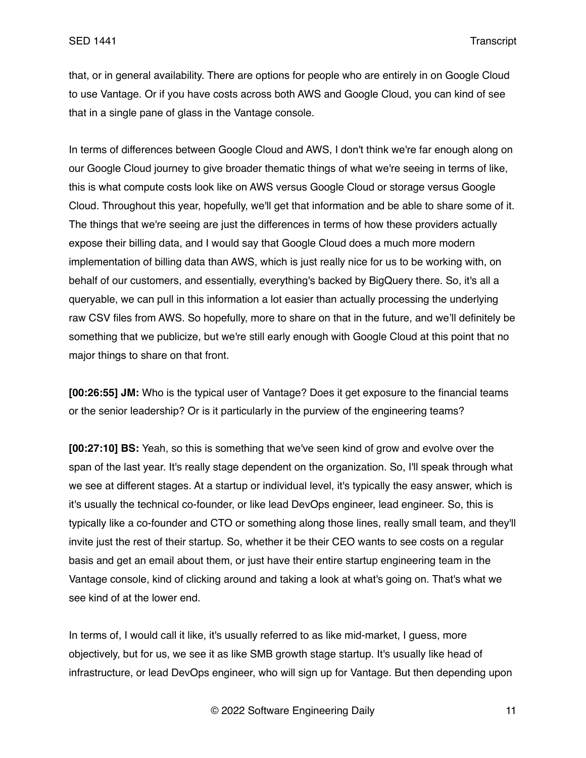that, or in general availability. There are options for people who are entirely in on Google Cloud to use Vantage. Or if you have costs across both AWS and Google Cloud, you can kind of see that in a single pane of glass in the Vantage console.

In terms of differences between Google Cloud and AWS, I don't think we're far enough along on our Google Cloud journey to give broader thematic things of what we're seeing in terms of like, this is what compute costs look like on AWS versus Google Cloud or storage versus Google Cloud. Throughout this year, hopefully, we'll get that information and be able to share some of it. The things that we're seeing are just the differences in terms of how these providers actually expose their billing data, and I would say that Google Cloud does a much more modern implementation of billing data than AWS, which is just really nice for us to be working with, on behalf of our customers, and essentially, everything's backed by BigQuery there. So, it's all a queryable, we can pull in this information a lot easier than actually processing the underlying raw CSV files from AWS. So hopefully, more to share on that in the future, and we'll definitely be something that we publicize, but we're still early enough with Google Cloud at this point that no major things to share on that front.

**[00:26:55] JM:** Who is the typical user of Vantage? Does it get exposure to the financial teams or the senior leadership? Or is it particularly in the purview of the engineering teams?

**[00:27:10] BS:** Yeah, so this is something that we've seen kind of grow and evolve over the span of the last year. It's really stage dependent on the organization. So, I'll speak through what we see at different stages. At a startup or individual level, it's typically the easy answer, which is it's usually the technical co-founder, or like lead DevOps engineer, lead engineer. So, this is typically like a co-founder and CTO or something along those lines, really small team, and they'll invite just the rest of their startup. So, whether it be their CEO wants to see costs on a regular basis and get an email about them, or just have their entire startup engineering team in the Vantage console, kind of clicking around and taking a look at what's going on. That's what we see kind of at the lower end.

In terms of, I would call it like, it's usually referred to as like mid-market, I guess, more objectively, but for us, we see it as like SMB growth stage startup. It's usually like head of infrastructure, or lead DevOps engineer, who will sign up for Vantage. But then depending upon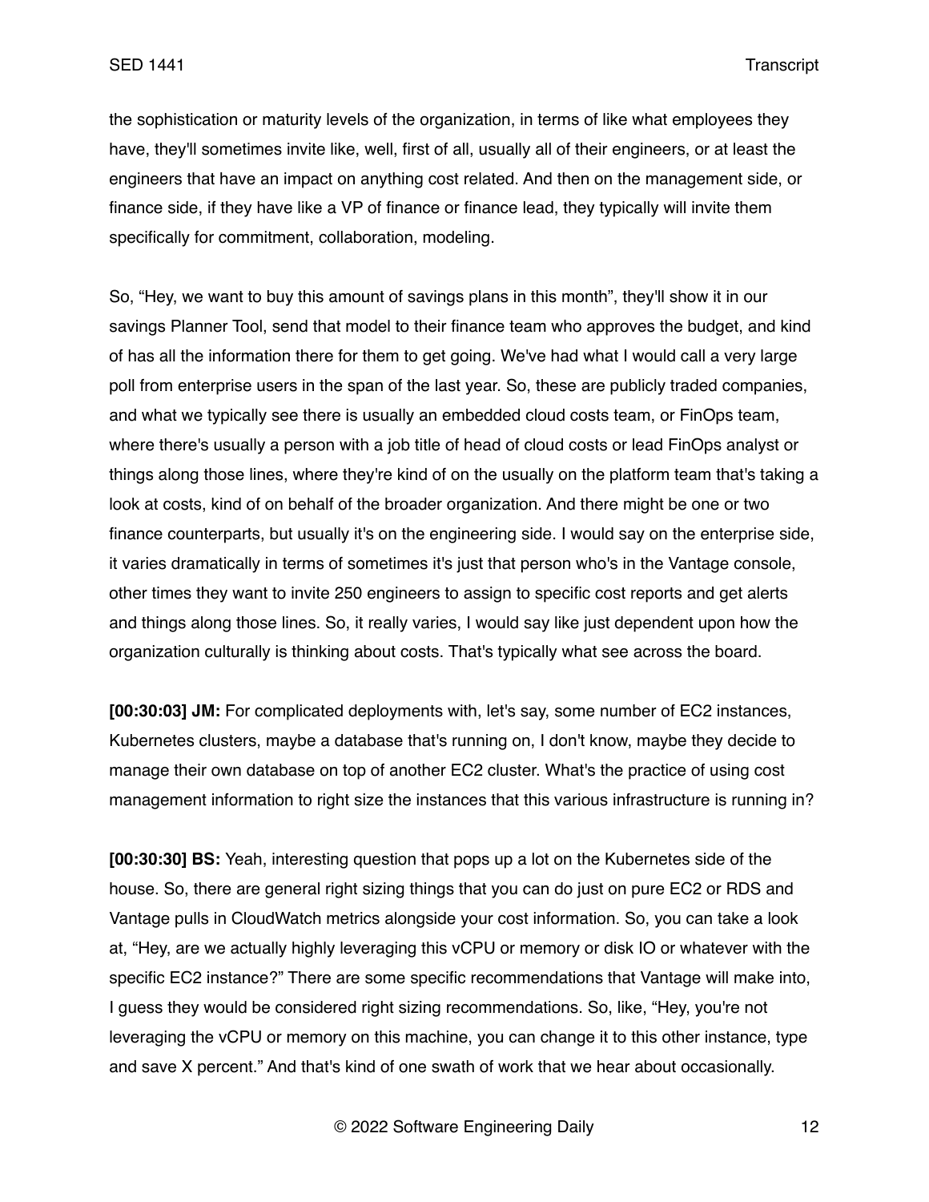the sophistication or maturity levels of the organization, in terms of like what employees they have, they'll sometimes invite like, well, first of all, usually all of their engineers, or at least the engineers that have an impact on anything cost related. And then on the management side, or finance side, if they have like a VP of finance or finance lead, they typically will invite them specifically for commitment, collaboration, modeling.

So, "Hey, we want to buy this amount of savings plans in this month", they'll show it in our savings Planner Tool, send that model to their finance team who approves the budget, and kind of has all the information there for them to get going. We've had what I would call a very large poll from enterprise users in the span of the last year. So, these are publicly traded companies, and what we typically see there is usually an embedded cloud costs team, or FinOps team, where there's usually a person with a job title of head of cloud costs or lead FinOps analyst or things along those lines, where they're kind of on the usually on the platform team that's taking a look at costs, kind of on behalf of the broader organization. And there might be one or two finance counterparts, but usually it's on the engineering side. I would say on the enterprise side, it varies dramatically in terms of sometimes it's just that person who's in the Vantage console, other times they want to invite 250 engineers to assign to specific cost reports and get alerts and things along those lines. So, it really varies, I would say like just dependent upon how the organization culturally is thinking about costs. That's typically what see across the board.

**[00:30:03] JM:** For complicated deployments with, let's say, some number of EC2 instances, Kubernetes clusters, maybe a database that's running on, I don't know, maybe they decide to manage their own database on top of another EC2 cluster. What's the practice of using cost management information to right size the instances that this various infrastructure is running in?

**[00:30:30] BS:** Yeah, interesting question that pops up a lot on the Kubernetes side of the house. So, there are general right sizing things that you can do just on pure EC2 or RDS and Vantage pulls in CloudWatch metrics alongside your cost information. So, you can take a look at, "Hey, are we actually highly leveraging this vCPU or memory or disk IO or whatever with the specific EC2 instance?" There are some specific recommendations that Vantage will make into, I guess they would be considered right sizing recommendations. So, like, "Hey, you're not leveraging the vCPU or memory on this machine, you can change it to this other instance, type and save X percent." And that's kind of one swath of work that we hear about occasionally.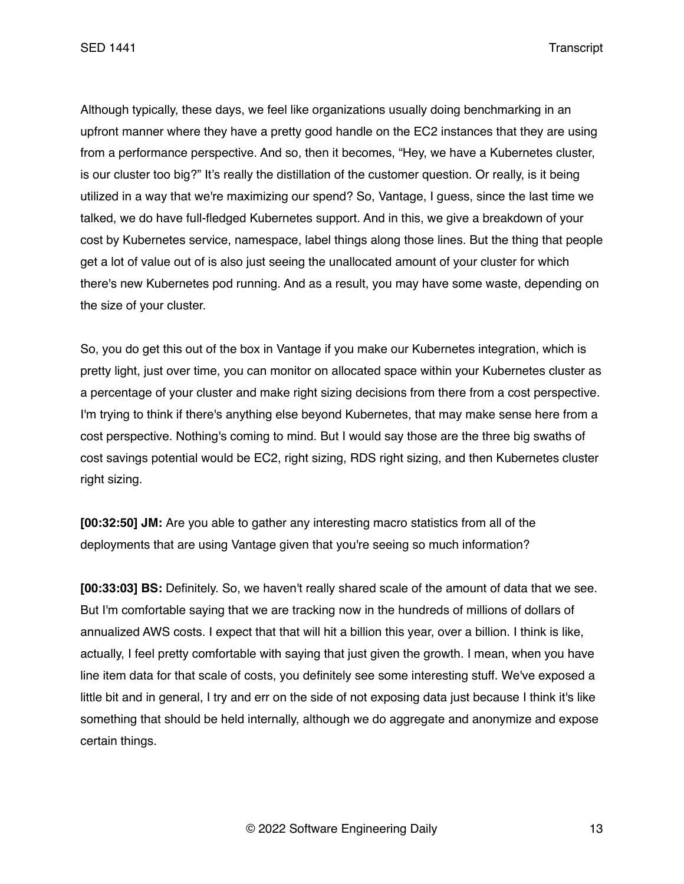Although typically, these days, we feel like organizations usually doing benchmarking in an upfront manner where they have a pretty good handle on the EC2 instances that they are using from a performance perspective. And so, then it becomes, "Hey, we have a Kubernetes cluster, is our cluster too big?" It's really the distillation of the customer question. Or really, is it being utilized in a way that we're maximizing our spend? So, Vantage, I guess, since the last time we talked, we do have full-fledged Kubernetes support. And in this, we give a breakdown of your cost by Kubernetes service, namespace, label things along those lines. But the thing that people get a lot of value out of is also just seeing the unallocated amount of your cluster for which there's new Kubernetes pod running. And as a result, you may have some waste, depending on the size of your cluster.

So, you do get this out of the box in Vantage if you make our Kubernetes integration, which is pretty light, just over time, you can monitor on allocated space within your Kubernetes cluster as a percentage of your cluster and make right sizing decisions from there from a cost perspective. I'm trying to think if there's anything else beyond Kubernetes, that may make sense here from a cost perspective. Nothing's coming to mind. But I would say those are the three big swaths of cost savings potential would be EC2, right sizing, RDS right sizing, and then Kubernetes cluster right sizing.

**[00:32:50] JM:** Are you able to gather any interesting macro statistics from all of the deployments that are using Vantage given that you're seeing so much information?

**[00:33:03] BS:** Definitely. So, we haven't really shared scale of the amount of data that we see. But I'm comfortable saying that we are tracking now in the hundreds of millions of dollars of annualized AWS costs. I expect that that will hit a billion this year, over a billion. I think is like, actually, I feel pretty comfortable with saying that just given the growth. I mean, when you have line item data for that scale of costs, you definitely see some interesting stuff. We've exposed a little bit and in general, I try and err on the side of not exposing data just because I think it's like something that should be held internally, although we do aggregate and anonymize and expose certain things.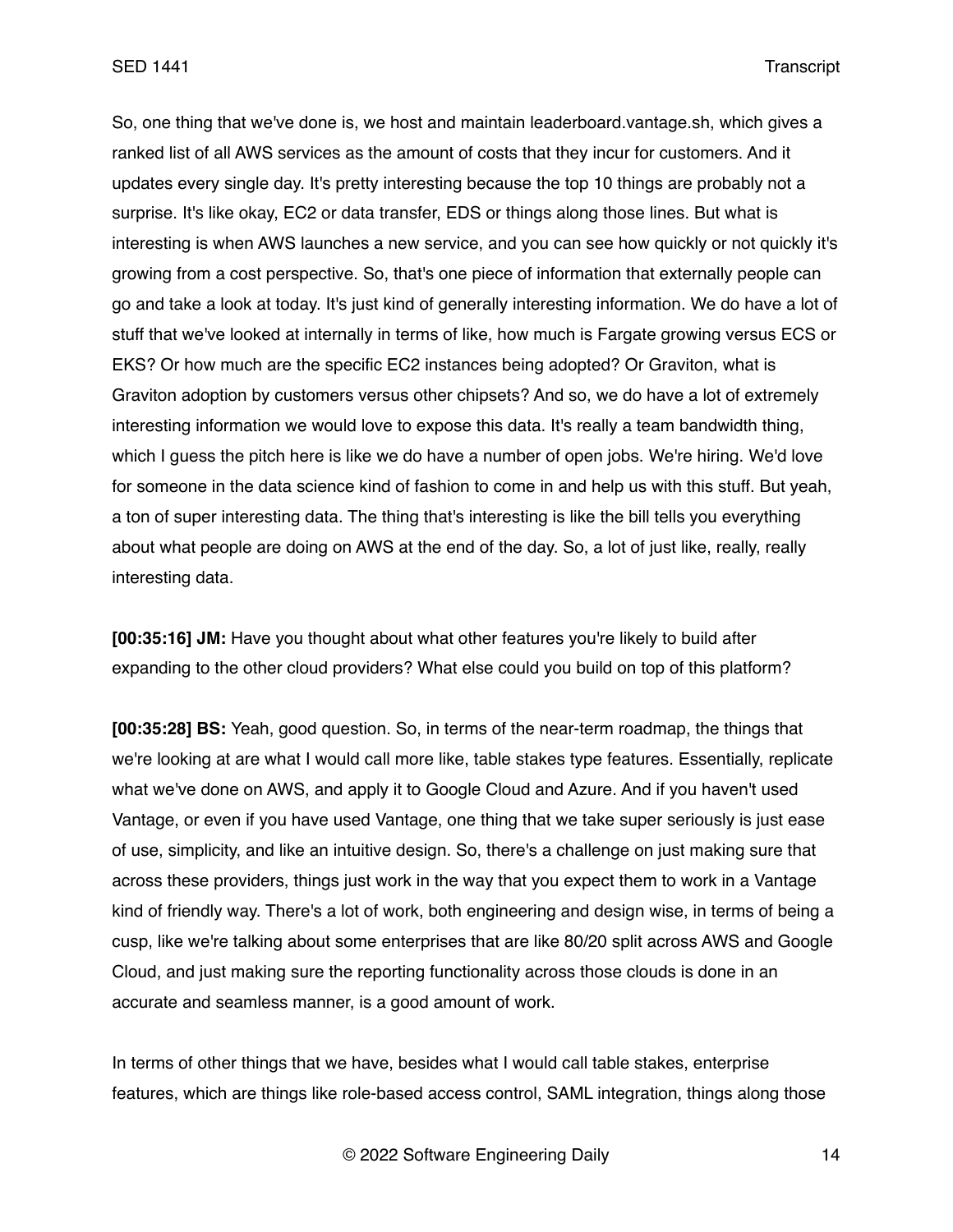So, one thing that we've done is, we host and maintain leaderboard.vantage.sh, which gives a ranked list of all AWS services as the amount of costs that they incur for customers. And it updates every single day. It's pretty interesting because the top 10 things are probably not a surprise. It's like okay, EC2 or data transfer, EDS or things along those lines. But what is interesting is when AWS launches a new service, and you can see how quickly or not quickly it's growing from a cost perspective. So, that's one piece of information that externally people can go and take a look at today. It's just kind of generally interesting information. We do have a lot of stuff that we've looked at internally in terms of like, how much is Fargate growing versus ECS or EKS? Or how much are the specific EC2 instances being adopted? Or Graviton, what is Graviton adoption by customers versus other chipsets? And so, we do have a lot of extremely interesting information we would love to expose this data. It's really a team bandwidth thing, which I guess the pitch here is like we do have a number of open jobs. We're hiring. We'd love for someone in the data science kind of fashion to come in and help us with this stuff. But yeah, a ton of super interesting data. The thing that's interesting is like the bill tells you everything about what people are doing on AWS at the end of the day. So, a lot of just like, really, really interesting data.

**[00:35:16] JM:** Have you thought about what other features you're likely to build after expanding to the other cloud providers? What else could you build on top of this platform?

**[00:35:28] BS:** Yeah, good question. So, in terms of the near-term roadmap, the things that we're looking at are what I would call more like, table stakes type features. Essentially, replicate what we've done on AWS, and apply it to Google Cloud and Azure. And if you haven't used Vantage, or even if you have used Vantage, one thing that we take super seriously is just ease of use, simplicity, and like an intuitive design. So, there's a challenge on just making sure that across these providers, things just work in the way that you expect them to work in a Vantage kind of friendly way. There's a lot of work, both engineering and design wise, in terms of being a cusp, like we're talking about some enterprises that are like 80/20 split across AWS and Google Cloud, and just making sure the reporting functionality across those clouds is done in an accurate and seamless manner, is a good amount of work.

In terms of other things that we have, besides what I would call table stakes, enterprise features, which are things like role-based access control, SAML integration, things along those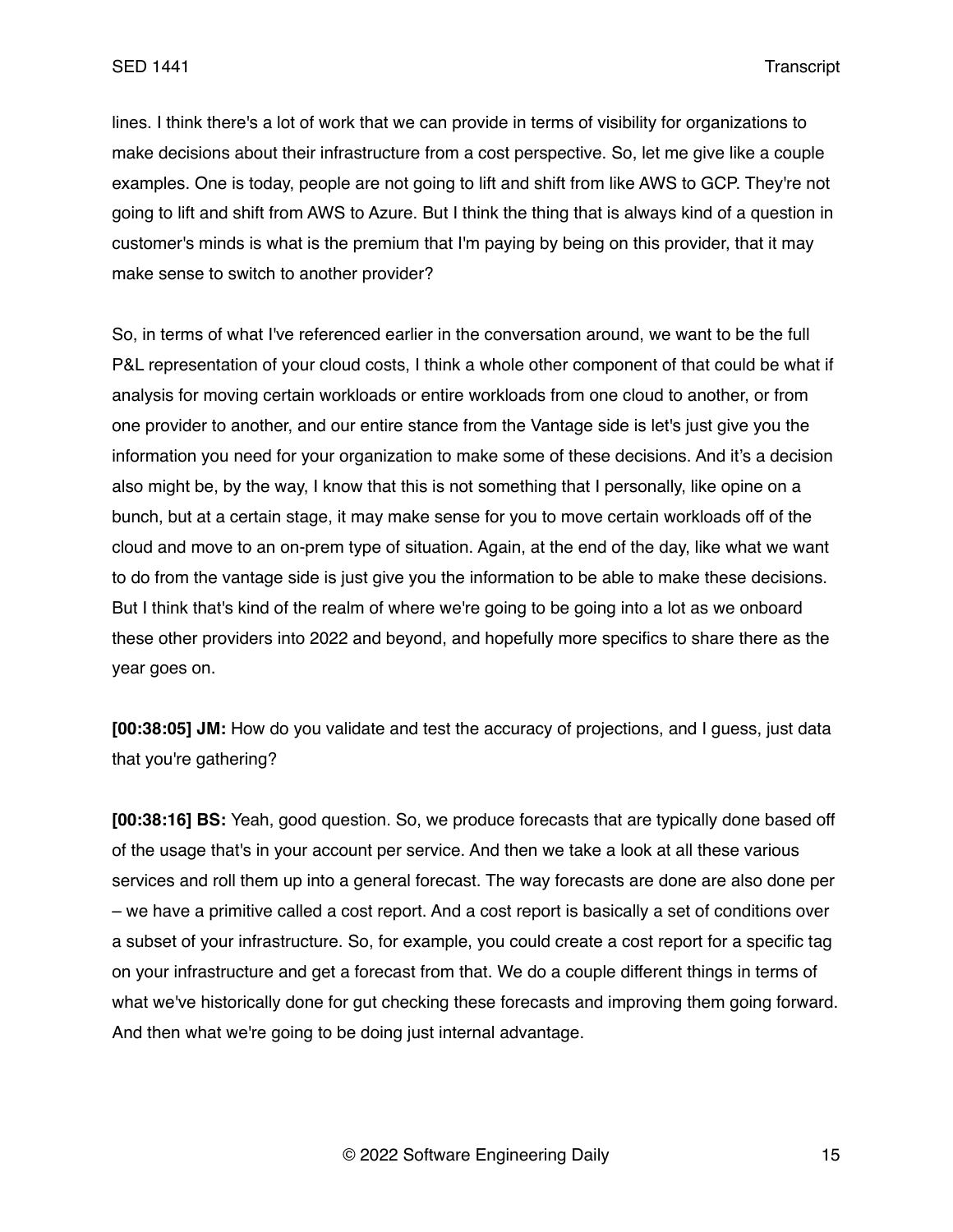lines. I think there's a lot of work that we can provide in terms of visibility for organizations to make decisions about their infrastructure from a cost perspective. So, let me give like a couple examples. One is today, people are not going to lift and shift from like AWS to GCP. They're not going to lift and shift from AWS to Azure. But I think the thing that is always kind of a question in customer's minds is what is the premium that I'm paying by being on this provider, that it may make sense to switch to another provider?

So, in terms of what I've referenced earlier in the conversation around, we want to be the full P&L representation of your cloud costs, I think a whole other component of that could be what if analysis for moving certain workloads or entire workloads from one cloud to another, or from one provider to another, and our entire stance from the Vantage side is let's just give you the information you need for your organization to make some of these decisions. And it's a decision also might be, by the way, I know that this is not something that I personally, like opine on a bunch, but at a certain stage, it may make sense for you to move certain workloads off of the cloud and move to an on-prem type of situation. Again, at the end of the day, like what we want to do from the vantage side is just give you the information to be able to make these decisions. But I think that's kind of the realm of where we're going to be going into a lot as we onboard these other providers into 2022 and beyond, and hopefully more specifics to share there as the year goes on.

**[00:38:05] JM:** How do you validate and test the accuracy of projections, and I guess, just data that you're gathering?

**[00:38:16] BS:** Yeah, good question. So, we produce forecasts that are typically done based off of the usage that's in your account per service. And then we take a look at all these various services and roll them up into a general forecast. The way forecasts are done are also done per – we have a primitive called a cost report. And a cost report is basically a set of conditions over a subset of your infrastructure. So, for example, you could create a cost report for a specific tag on your infrastructure and get a forecast from that. We do a couple different things in terms of what we've historically done for gut checking these forecasts and improving them going forward. And then what we're going to be doing just internal advantage.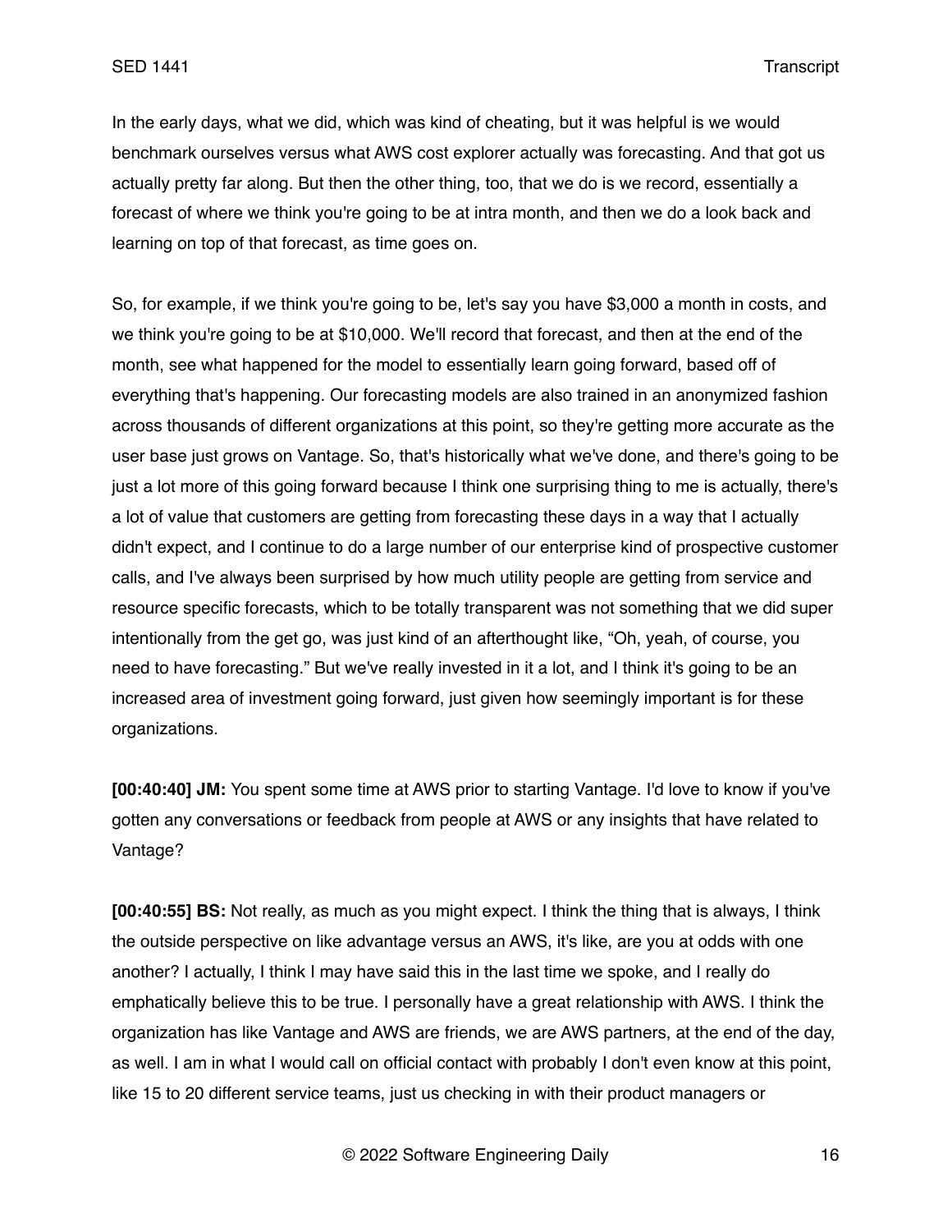In the early days, what we did, which was kind of cheating, but it was helpful is we would benchmark ourselves versus what AWS cost explorer actually was forecasting. And that got us actually pretty far along. But then the other thing, too, that we do is we record, essentially a forecast of where we think you're going to be at intra month, and then we do a look back and learning on top of that forecast, as time goes on.

So, for example, if we think you're going to be, let's say you have $3,000 a month in costs, and we think you're going to be at $10,000. We'll record that forecast, and then at the end of the month, see what happened for the model to essentially learn going forward, based off of everything that's happening. Our forecasting models are also trained in an anonymized fashion across thousands of different organizations at this point, so they're getting more accurate as the user base just grows on Vantage. So, that's historically what we've done, and there's going to be just a lot more of this going forward because I think one surprising thing to me is actually, there's a lot of value that customers are getting from forecasting these days in a way that I actually didn't expect, and I continue to do a large number of our enterprise kind of prospective customer calls, and I've always been surprised by how much utility people are getting from service and resource specific forecasts, which to be totally transparent was not something that we did super intentionally from the get go, was just kind of an afterthought like, "Oh, yeah, of course, you need to have forecasting." But we've really invested in it a lot, and I think it's going to be an increased area of investment going forward, just given how seemingly important is for these organizations.

**[00:40:40] JM:** You spent some time at AWS prior to starting Vantage. I'd love to know if you've gotten any conversations or feedback from people at AWS or any insights that have related to Vantage?

**[00:40:55] BS:** Not really, as much as you might expect. I think the thing that is always, I think the outside perspective on like advantage versus an AWS, it's like, are you at odds with one another? I actually, I think I may have said this in the last time we spoke, and I really do emphatically believe this to be true. I personally have a great relationship with AWS. I think the organization has like Vantage and AWS are friends, we are AWS partners, at the end of the day, as well. I am in what I would call on official contact with probably I don't even know at this point, like 15 to 20 different service teams, just us checking in with their product managers or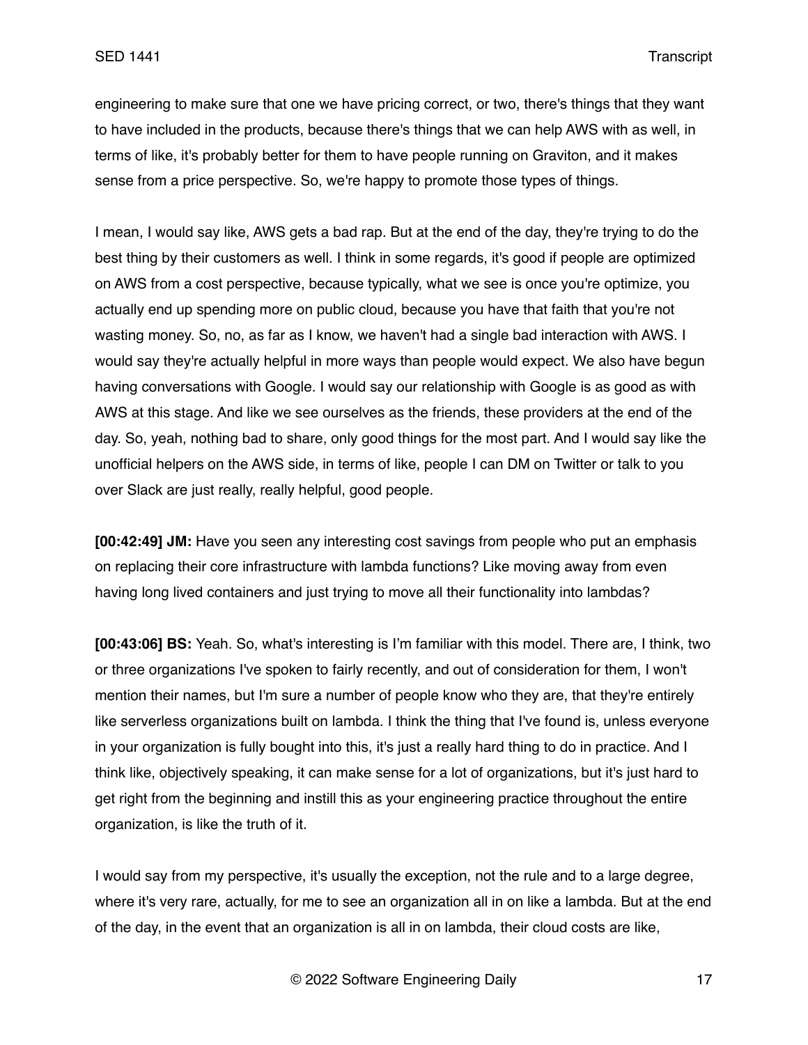engineering to make sure that one we have pricing correct, or two, there's things that they want to have included in the products, because there's things that we can help AWS with as well, in terms of like, it's probably better for them to have people running on Graviton, and it makes sense from a price perspective. So, we're happy to promote those types of things.

I mean, I would say like, AWS gets a bad rap. But at the end of the day, they're trying to do the best thing by their customers as well. I think in some regards, it's good if people are optimized on AWS from a cost perspective, because typically, what we see is once you're optimize, you actually end up spending more on public cloud, because you have that faith that you're not wasting money. So, no, as far as I know, we haven't had a single bad interaction with AWS. I would say they're actually helpful in more ways than people would expect. We also have begun having conversations with Google. I would say our relationship with Google is as good as with AWS at this stage. And like we see ourselves as the friends, these providers at the end of the day. So, yeah, nothing bad to share, only good things for the most part. And I would say like the unofficial helpers on the AWS side, in terms of like, people I can DM on Twitter or talk to you over Slack are just really, really helpful, good people.

**[00:42:49] JM:** Have you seen any interesting cost savings from people who put an emphasis on replacing their core infrastructure with lambda functions? Like moving away from even having long lived containers and just trying to move all their functionality into lambdas?

**[00:43:06] BS:** Yeah. So, what's interesting is I'm familiar with this model. There are, I think, two or three organizations I've spoken to fairly recently, and out of consideration for them, I won't mention their names, but I'm sure a number of people know who they are, that they're entirely like serverless organizations built on lambda. I think the thing that I've found is, unless everyone in your organization is fully bought into this, it's just a really hard thing to do in practice. And I think like, objectively speaking, it can make sense for a lot of organizations, but it's just hard to get right from the beginning and instill this as your engineering practice throughout the entire organization, is like the truth of it.

I would say from my perspective, it's usually the exception, not the rule and to a large degree, where it's very rare, actually, for me to see an organization all in on like a lambda. But at the end of the day, in the event that an organization is all in on lambda, their cloud costs are like,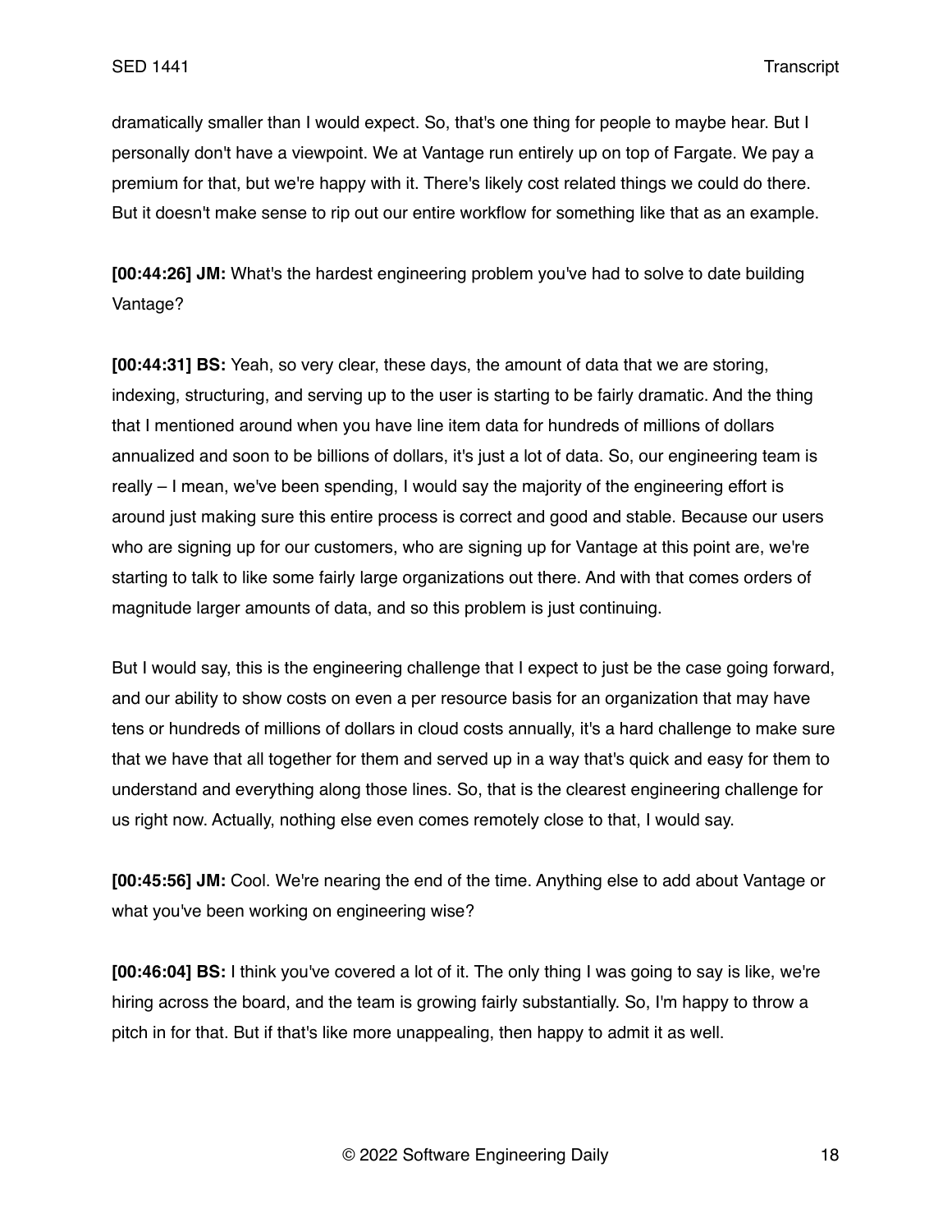dramatically smaller than I would expect. So, that's one thing for people to maybe hear. But I personally don't have a viewpoint. We at Vantage run entirely up on top of Fargate. We pay a premium for that, but we're happy with it. There's likely cost related things we could do there. But it doesn't make sense to rip out our entire workflow for something like that as an example.

**[00:44:26] JM:** What's the hardest engineering problem you've had to solve to date building Vantage?

**[00:44:31] BS:** Yeah, so very clear, these days, the amount of data that we are storing, indexing, structuring, and serving up to the user is starting to be fairly dramatic. And the thing that I mentioned around when you have line item data for hundreds of millions of dollars annualized and soon to be billions of dollars, it's just a lot of data. So, our engineering team is really – I mean, we've been spending, I would say the majority of the engineering effort is around just making sure this entire process is correct and good and stable. Because our users who are signing up for our customers, who are signing up for Vantage at this point are, we're starting to talk to like some fairly large organizations out there. And with that comes orders of magnitude larger amounts of data, and so this problem is just continuing.

But I would say, this is the engineering challenge that I expect to just be the case going forward, and our ability to show costs on even a per resource basis for an organization that may have tens or hundreds of millions of dollars in cloud costs annually, it's a hard challenge to make sure that we have that all together for them and served up in a way that's quick and easy for them to understand and everything along those lines. So, that is the clearest engineering challenge for us right now. Actually, nothing else even comes remotely close to that, I would say.

**[00:45:56] JM:** Cool. We're nearing the end of the time. Anything else to add about Vantage or what you've been working on engineering wise?

**[00:46:04] BS:** I think you've covered a lot of it. The only thing I was going to say is like, we're hiring across the board, and the team is growing fairly substantially. So, I'm happy to throw a pitch in for that. But if that's like more unappealing, then happy to admit it as well.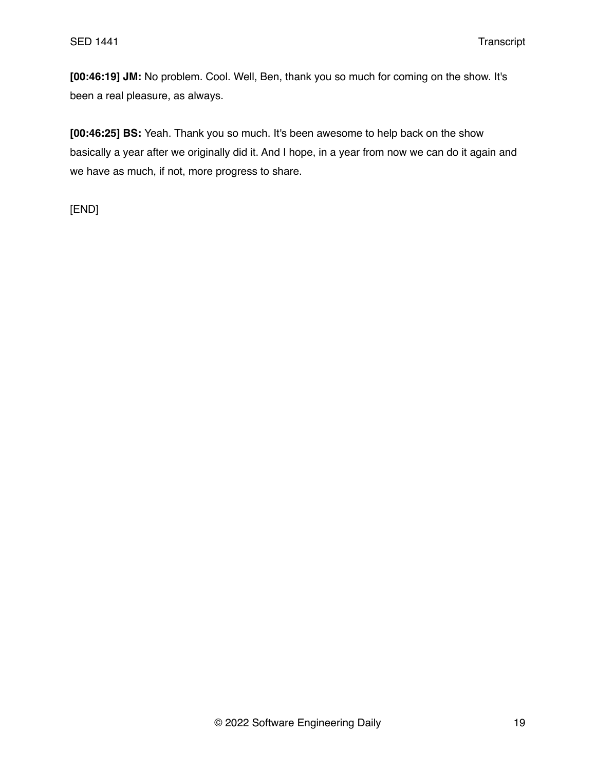**[00:46:19] JM:** No problem. Cool. Well, Ben, thank you so much for coming on the show. It's been a real pleasure, as always.

**[00:46:25] BS:** Yeah. Thank you so much. It's been awesome to help back on the show basically a year after we originally did it. And I hope, in a year from now we can do it again and we have as much, if not, more progress to share.

[END]